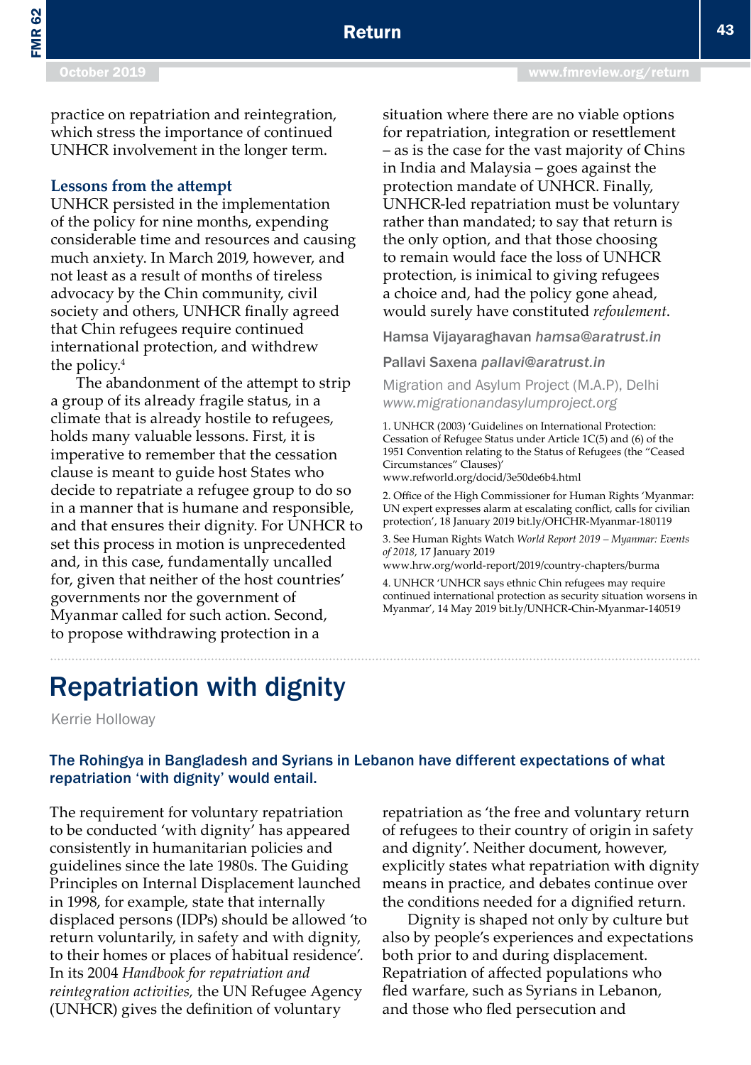practice on repatriation and reintegration, which stress the importance of continued UNHCR involvement in the longer term.

### Lessons from the attempt

UNHCR persisted in the implementation of the policy for nine months, expending considerable time and resources and causing much anxiety. In March 2019, however, and not least as a result of months of tireless advocacy by the Chin community, civil society and others, UNHCR finally agreed that Chin refugees require continued international protection, and withdrew the policy.[4]

The abandonment of the attempt to strip a group of its already fragile status, in a climate that is already hostile to refugees, holds many valuable lessons. First, it is imperative to remember that the cessation clause is meant to guide host States who decide to repatriate a refugee group to do so in a manner that is humane and responsible, and that ensures their dignity. For UNHCR to set this process in motion is unprecedented and, in this case, fundamentally uncalled for, given that neither of the host countries' governments nor the government of Myanmar called for such action. Second, to propose withdrawing protection in a situation where there are no viable options for repatriation, integration or resettlement – as is the case for the vast majority of Chins in India and Malaysia – goes against the protection mandate of UNHCR. Finally, UNHCR-led repatriation must be voluntary rather than mandated; to say that return is the only option, and that those choosing to remain would face the loss of UNHCR protection, is inimical to giving refugees a choice and, had the policy gone ahead, would surely have constituted *refoulement*.

Hamsa Vijayaraghavan *hamsa@aratrust.in*

Pallavi Saxena *pallavi@aratrust.in*

Migration and Asylum Project (M.A.P), Delhi
*www.migrationandasylumproject.org*

1. UNHCR (2003) 'Guidelines on International Protection: Cessation of Refugee Status under Article 1C(5) and (6) of the 1951 Convention relating to the Status of Refugees (the "Ceased Circumstances" Clauses)'
www.refworld.org/docid/3e50de6b4.html

2. Office of the High Commissioner for Human Rights 'Myanmar: UN expert expresses alarm at escalating conflict, calls for civilian protection', 18 January 2019 bit.ly/OHCHR-Myanmar-180119

3. See Human Rights Watch *World Report 2019 – Myanmar: Events of 2018*, 17 January 2019
www.hrw.org/world-report/2019/country-chapters/burma

4. UNHCR 'UNHCR says ethnic Chin refugees may require continued international protection as security situation worsens in Myanmar', 14 May 2019 bit.ly/UNHCR-Chin-Myanmar-140519

# Repatriation with dignity

Kerrie Holloway

**The Rohingya in Bangladesh and Syrians in Lebanon have different expectations of what repatriation 'with dignity' would entail.**

The requirement for voluntary repatriation to be conducted 'with dignity' has appeared consistently in humanitarian policies and guidelines since the late 1980s. The Guiding Principles on Internal Displacement launched in 1998, for example, state that internally displaced persons (IDPs) should be allowed 'to return voluntarily, in safety and with dignity, to their homes or places of habitual residence'. In its 2004 *Handbook for repatriation and reintegration activities*, the UN Refugee Agency (UNHCR) gives the definition of voluntary repatriation as 'the free and voluntary return of refugees to their country of origin in safety and dignity'. Neither document, however, explicitly states what repatriation with dignity means in practice, and debates continue over the conditions needed for a dignified return.

Dignity is shaped not only by culture but also by people's experiences and expectations both prior to and during displacement. Repatriation of affected populations who fled warfare, such as Syrians in Lebanon, and those who fled persecution and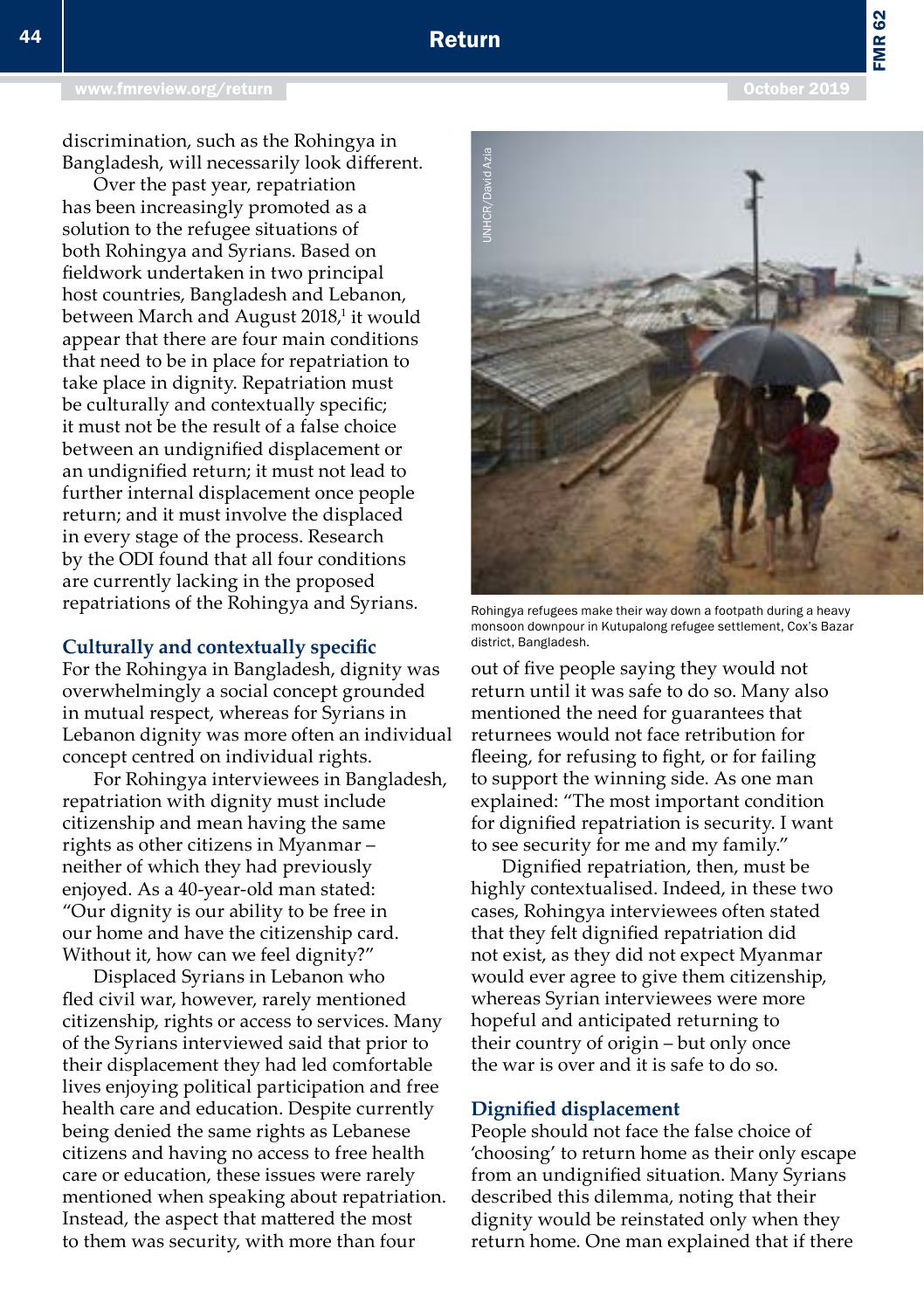discrimination, such as the Rohingya in Bangladesh, will necessarily look different.

Over the past year, repatriation has been increasingly promoted as a solution to the refugee situations of both Rohingya and Syrians. Based on fieldwork undertaken in two principal host countries, Bangladesh and Lebanon, between March and August 2018,[1] it would appear that there are four main conditions that need to be in place for repatriation to take place in dignity. Repatriation must be culturally and contextually specific; it must not be the result of a false choice between an undignified displacement or an undignified return; it must not lead to further internal displacement once people return; and it must involve the displaced in every stage of the process. Research by the ODI found that all four conditions are currently lacking in the proposed repatriations of the Rohingya and Syrians.

## Culturally and contextually specific

For the Rohingya in Bangladesh, dignity was overwhelmingly a social concept grounded in mutual respect, whereas for Syrians in Lebanon dignity was more often an individual concept centred on individual rights.

For Rohingya interviewees in Bangladesh, repatriation with dignity must include citizenship and mean having the same rights as other citizens in Myanmar – neither of which they had previously enjoyed. As a 40-year-old man stated: "Our dignity is our ability to be free in our home and have the citizenship card. Without it, how can we feel dignity?"

Displaced Syrians in Lebanon who fled civil war, however, rarely mentioned citizenship, rights or access to services. Many of the Syrians interviewed said that prior to their displacement they had led comfortable lives enjoying political participation and free health care and education. Despite currently being denied the same rights as Lebanese citizens and having no access to free health care or education, these issues were rarely mentioned when speaking about repatriation. Instead, the aspect that mattered the most to them was security, with more than four out of five people saying they would not return until it was safe to do so. Many also mentioned the need for guarantees that returnees would not face retribution for fleeing, for refusing to fight, or for failing to support the winning side. As one man explained: "The most important condition for dignified repatriation is security. I want to see security for me and my family."

UNHCR/David Azia

Rohingya refugees make their way down a footpath during a heavy monsoon downpour in Kutupalong refugee settlement, Cox's Bazar district, Bangladesh.

Dignified repatriation, then, must be highly contextualised. Indeed, in these two cases, Rohingya interviewees often stated that they felt dignified repatriation did not exist, as they did not expect Myanmar would ever agree to give them citizenship, whereas Syrian interviewees were more hopeful and anticipated returning to their country of origin – but only once the war is over and it is safe to do so.

## Dignified displacement

People should not face the false choice of 'choosing' to return home as their only escape from an undignified situation. Many Syrians described this dilemma, noting that their dignity would be reinstated only when they return home. One man explained that if there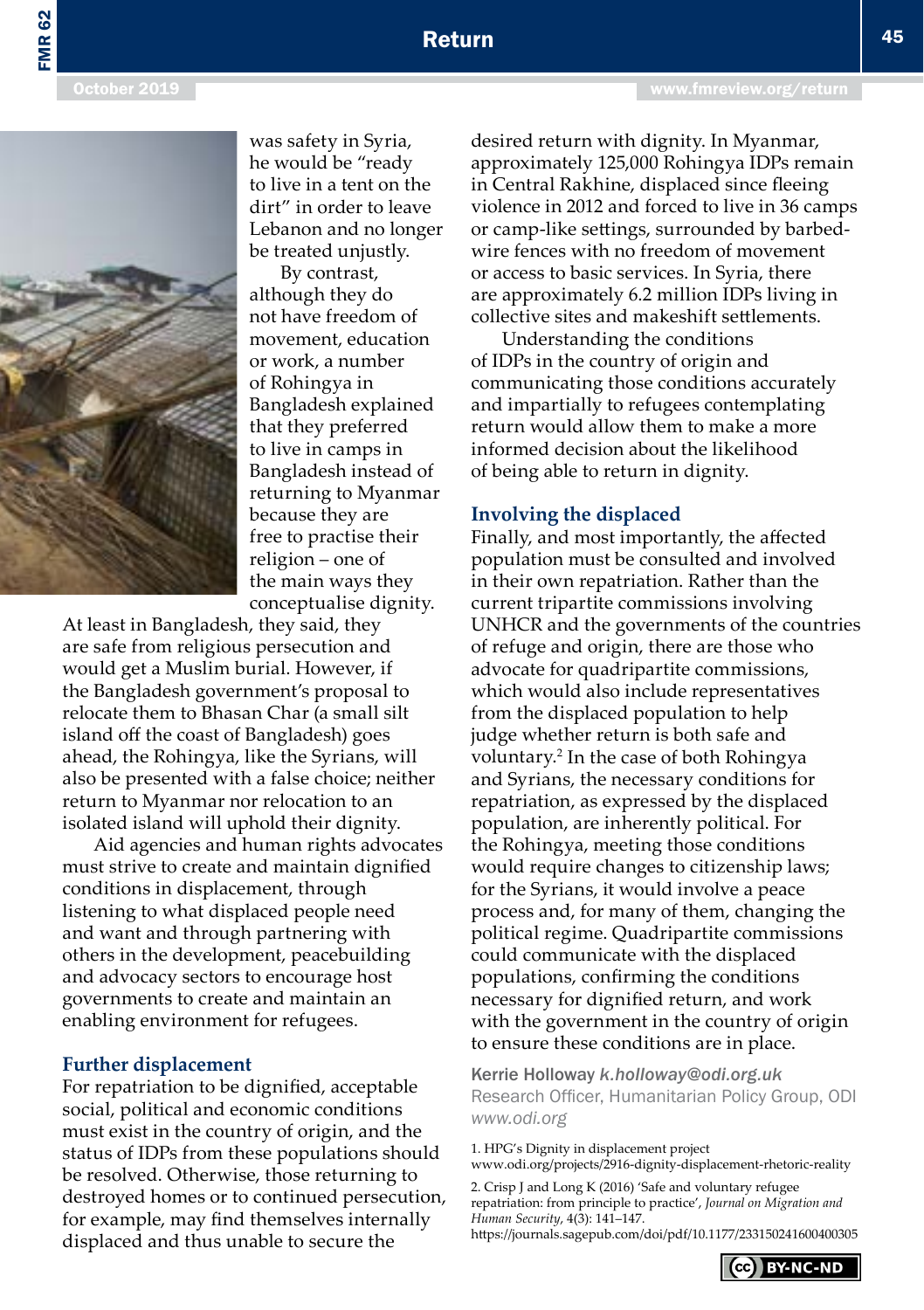was safety in Syria, he would be "ready to live in a tent on the dirt" in order to leave Lebanon and no longer be treated unjustly.

By contrast, although they do not have freedom of movement, education or work, a number of Rohingya in Bangladesh explained that they preferred to live in camps in Bangladesh instead of returning to Myanmar because they are free to practise their religion – one of the main ways they conceptualise dignity. At least in Bangladesh, they said, they are safe from religious persecution and would get a Muslim burial. However, if the Bangladesh government's proposal to relocate them to Bhasan Char (a small silt island off the coast of Bangladesh) goes ahead, the Rohingya, like the Syrians, will also be presented with a false choice; neither return to Myanmar nor relocation to an isolated island will uphold their dignity.

Aid agencies and human rights advocates must strive to create and maintain dignified conditions in displacement, through listening to what displaced people need and want and through partnering with others in the development, peacebuilding and advocacy sectors to encourage host governments to create and maintain an enabling environment for refugees.

## Further displacement

For repatriation to be dignified, acceptable social, political and economic conditions must exist in the country of origin, and the status of IDPs from these populations should be resolved. Otherwise, those returning to destroyed homes or to continued persecution, for example, may find themselves internally displaced and thus unable to secure the desired return with dignity. In Myanmar, approximately 125,000 Rohingya IDPs remain in Central Rakhine, displaced since fleeing violence in 2012 and forced to live in 36 camps or camp-like settings, surrounded by barbed-wire fences with no freedom of movement or access to basic services. In Syria, there are approximately 6.2 million IDPs living in collective sites and makeshift settlements.

Understanding the conditions of IDPs in the country of origin and communicating those conditions accurately and impartially to refugees contemplating return would allow them to make a more informed decision about the likelihood of being able to return in dignity.

## Involving the displaced

Finally, and most importantly, the affected population must be consulted and involved in their own repatriation. Rather than the current tripartite commissions involving UNHCR and the governments of the countries of refuge and origin, there are those who advocate for quadripartite commissions, which would also include representatives from the displaced population to help judge whether return is both safe and voluntary.[2] In the case of both Rohingya and Syrians, the necessary conditions for repatriation, as expressed by the displaced population, are inherently political. For the Rohingya, meeting those conditions would require changes to citizenship laws; for the Syrians, it would involve a peace process and, for many of them, changing the political regime. Quadripartite commissions could communicate with the displaced populations, confirming the conditions necessary for dignified return, and work with the government in the country of origin to ensure these conditions are in place.

**Kerrie Holloway** *k.holloway@odi.org.uk*
Research Officer, Humanitarian Policy Group, ODI
*www.odi.org*

1. HPG's Dignity in displacement project www.odi.org/projects/2916-dignity-displacement-rhetoric-reality

2. Crisp J and Long K (2016) 'Safe and voluntary refugee repatriation: from principle to practice', *Journal on Migration and Human Security*, 4(3): 141–147. https://journals.sagepub.com/doi/pdf/10.1177/233150241600400305